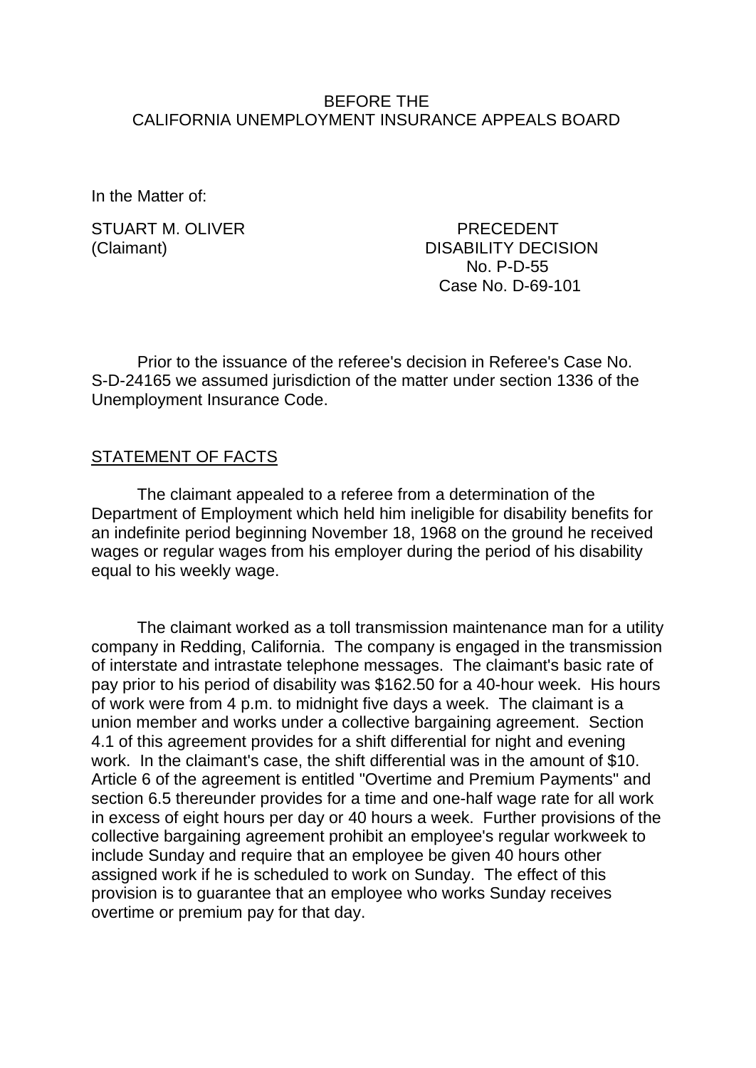BEFORE THE
CALIFORNIA UNEMPLOYMENT INSURANCE APPEALS BOARD

In the Matter of:

STUART M. OLIVER
(Claimant)

PRECEDENT
DISABILITY DECISION
No. P-D-55
Case No. D-69-101

Prior to the issuance of the referee's decision in Referee's Case No. S-D-24165 we assumed jurisdiction of the matter under section 1336 of the Unemployment Insurance Code.

STATEMENT OF FACTS

The claimant appealed to a referee from a determination of the Department of Employment which held him ineligible for disability benefits for an indefinite period beginning November 18, 1968 on the ground he received wages or regular wages from his employer during the period of his disability equal to his weekly wage.

The claimant worked as a toll transmission maintenance man for a utility company in Redding, California. The company is engaged in the transmission of interstate and intrastate telephone messages. The claimant's basic rate of pay prior to his period of disability was $162.50 for a 40-hour week. His hours of work were from 4 p.m. to midnight five days a week. The claimant is a union member and works under a collective bargaining agreement. Section 4.1 of this agreement provides for a shift differential for night and evening work. In the claimant's case, the shift differential was in the amount of $10. Article 6 of the agreement is entitled "Overtime and Premium Payments" and section 6.5 thereunder provides for a time and one-half wage rate for all work in excess of eight hours per day or 40 hours a week. Further provisions of the collective bargaining agreement prohibit an employee's regular workweek to include Sunday and require that an employee be given 40 hours other assigned work if he is scheduled to work on Sunday. The effect of this provision is to guarantee that an employee who works Sunday receives overtime or premium pay for that day.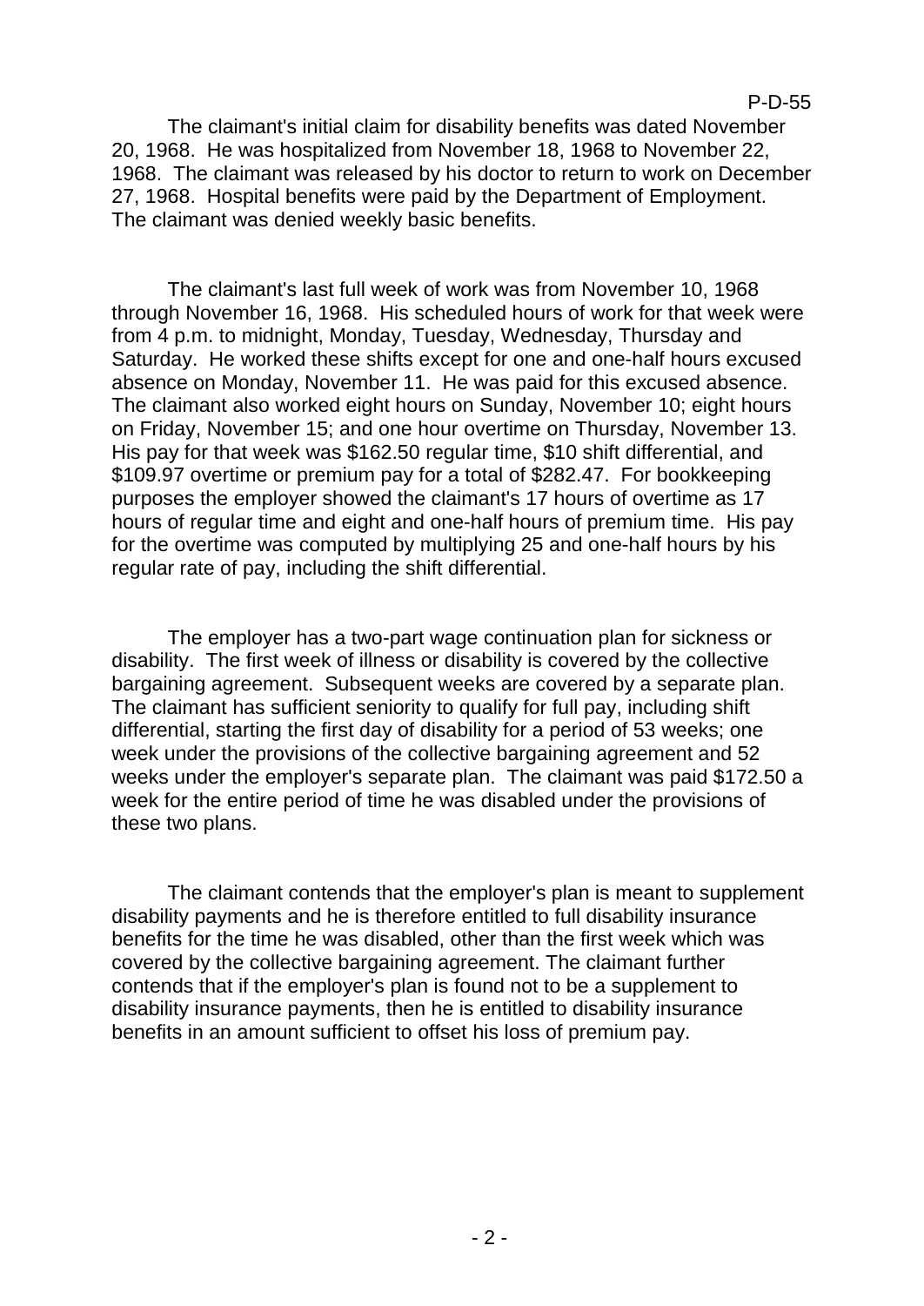The claimant's initial claim for disability benefits was dated November 20, 1968. He was hospitalized from November 18, 1968 to November 22, 1968. The claimant was released by his doctor to return to work on December 27, 1968. Hospital benefits were paid by the Department of Employment. The claimant was denied weekly basic benefits.

The claimant's last full week of work was from November 10, 1968 through November 16, 1968. His scheduled hours of work for that week were from 4 p.m. to midnight, Monday, Tuesday, Wednesday, Thursday and Saturday. He worked these shifts except for one and one-half hours excused absence on Monday, November 11. He was paid for this excused absence. The claimant also worked eight hours on Sunday, November 10; eight hours on Friday, November 15; and one hour overtime on Thursday, November 13. His pay for that week was $162.50 regular time, $10 shift differential, and $109.97 overtime or premium pay for a total of $282.47. For bookkeeping purposes the employer showed the claimant's 17 hours of overtime as 17 hours of regular time and eight and one-half hours of premium time. His pay for the overtime was computed by multiplying 25 and one-half hours by his regular rate of pay, including the shift differential.

The employer has a two-part wage continuation plan for sickness or disability. The first week of illness or disability is covered by the collective bargaining agreement. Subsequent weeks are covered by a separate plan. The claimant has sufficient seniority to qualify for full pay, including shift differential, starting the first day of disability for a period of 53 weeks; one week under the provisions of the collective bargaining agreement and 52 weeks under the employer's separate plan. The claimant was paid $172.50 a week for the entire period of time he was disabled under the provisions of these two plans.

The claimant contends that the employer's plan is meant to supplement disability payments and he is therefore entitled to full disability insurance benefits for the time he was disabled, other than the first week which was covered by the collective bargaining agreement. The claimant further contends that if the employer's plan is found not to be a supplement to disability insurance payments, then he is entitled to disability insurance benefits in an amount sufficient to offset his loss of premium pay.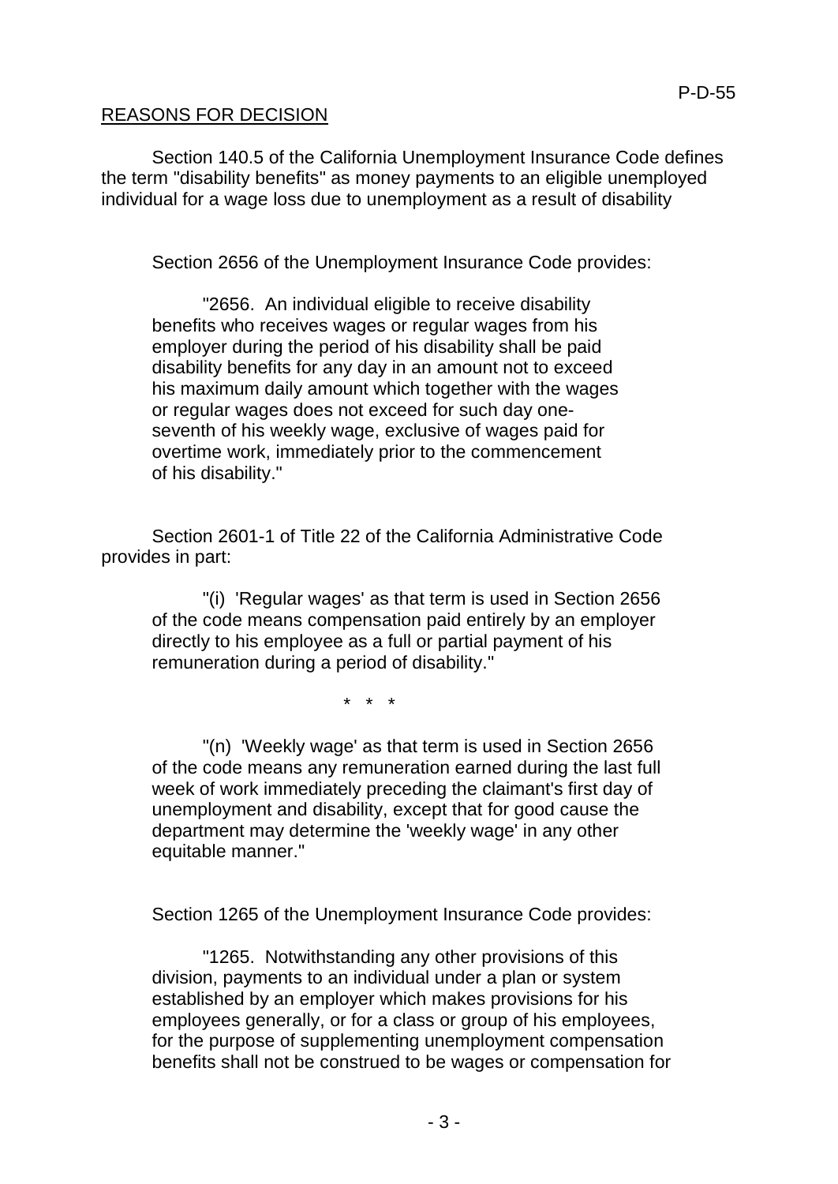REASONS FOR DECISION

Section 140.5 of the California Unemployment Insurance Code defines the term "disability benefits" as money payments to an eligible unemployed individual for a wage loss due to unemployment as a result of disability

Section 2656 of the Unemployment Insurance Code provides:

> "2656. An individual eligible to receive disability benefits who receives wages or regular wages from his employer during the period of his disability shall be paid disability benefits for any day in an amount not to exceed his maximum daily amount which together with the wages or regular wages does not exceed for such day one-seventh of his weekly wage, exclusive of wages paid for overtime work, immediately prior to the commencement of his disability."

Section 2601-1 of Title 22 of the California Administrative Code provides in part:

> "(i) 'Regular wages' as that term is used in Section 2656 of the code means compensation paid entirely by an employer directly to his employee as a full or partial payment of his remuneration during a period of disability."
>
> \* \* \*
>
> "(n) 'Weekly wage' as that term is used in Section 2656 of the code means any remuneration earned during the last full week of work immediately preceding the claimant's first day of unemployment and disability, except that for good cause the department may determine the 'weekly wage' in any other equitable manner."

Section 1265 of the Unemployment Insurance Code provides:

> "1265. Notwithstanding any other provisions of this division, payments to an individual under a plan or system established by an employer which makes provisions for his employees generally, or for a class or group of his employees, for the purpose of supplementing unemployment compensation benefits shall not be construed to be wages or compensation for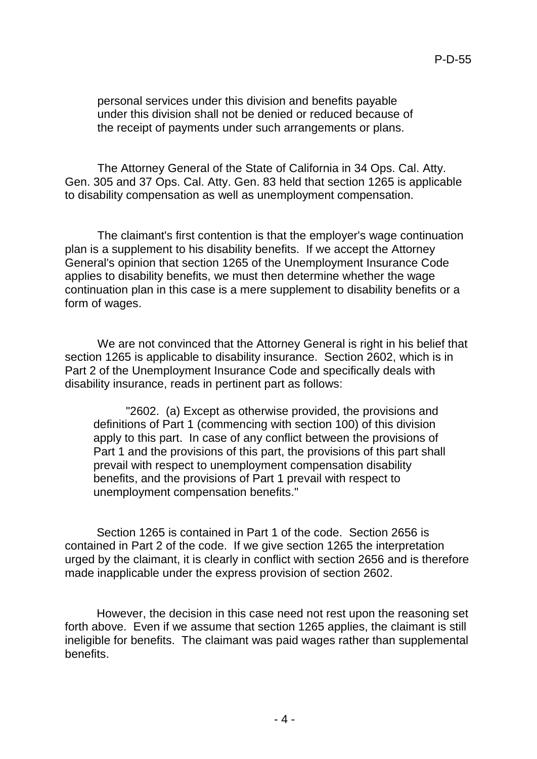personal services under this division and benefits payable under this division shall not be denied or reduced because of the receipt of payments under such arrangements or plans.

The Attorney General of the State of California in 34 Ops. Cal. Atty. Gen. 305 and 37 Ops. Cal. Atty. Gen. 83 held that section 1265 is applicable to disability compensation as well as unemployment compensation.

The claimant's first contention is that the employer's wage continuation plan is a supplement to his disability benefits. If we accept the Attorney General's opinion that section 1265 of the Unemployment Insurance Code applies to disability benefits, we must then determine whether the wage continuation plan in this case is a mere supplement to disability benefits or a form of wages.

We are not convinced that the Attorney General is right in his belief that section 1265 is applicable to disability insurance. Section 2602, which is in Part 2 of the Unemployment Insurance Code and specifically deals with disability insurance, reads in pertinent part as follows:

> "2602. (a) Except as otherwise provided, the provisions and definitions of Part 1 (commencing with section 100) of this division apply to this part. In case of any conflict between the provisions of Part 1 and the provisions of this part, the provisions of this part shall prevail with respect to unemployment compensation disability benefits, and the provisions of Part 1 prevail with respect to unemployment compensation benefits."

Section 1265 is contained in Part 1 of the code. Section 2656 is contained in Part 2 of the code. If we give section 1265 the interpretation urged by the claimant, it is clearly in conflict with section 2656 and is therefore made inapplicable under the express provision of section 2602.

However, the decision in this case need not rest upon the reasoning set forth above. Even if we assume that section 1265 applies, the claimant is still ineligible for benefits. The claimant was paid wages rather than supplemental benefits.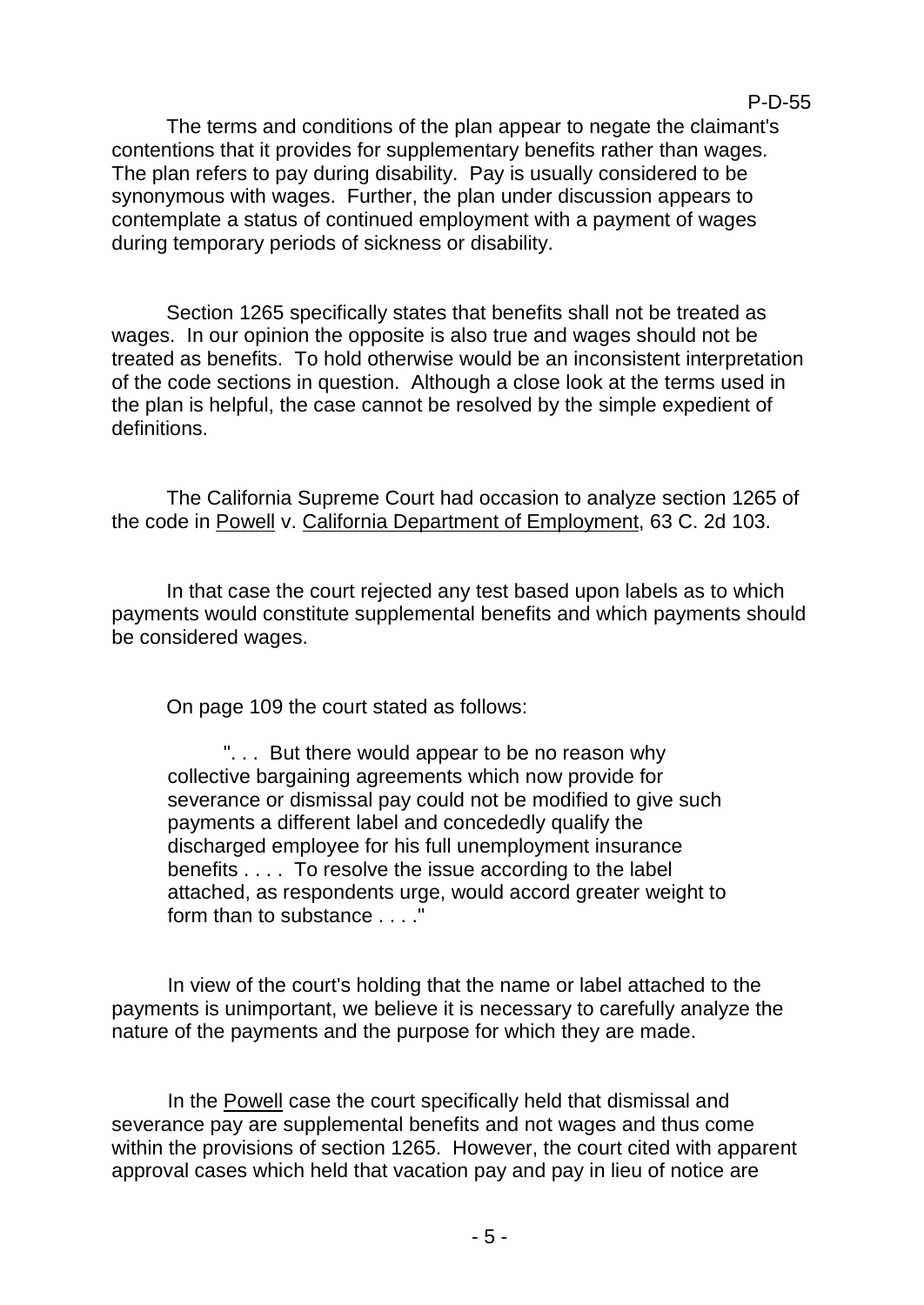The terms and conditions of the plan appear to negate the claimant's contentions that it provides for supplementary benefits rather than wages. The plan refers to pay during disability. Pay is usually considered to be synonymous with wages. Further, the plan under discussion appears to contemplate a status of continued employment with a payment of wages during temporary periods of sickness or disability.

Section 1265 specifically states that benefits shall not be treated as wages. In our opinion the opposite is also true and wages should not be treated as benefits. To hold otherwise would be an inconsistent interpretation of the code sections in question. Although a close look at the terms used in the plan is helpful, the case cannot be resolved by the simple expedient of definitions.

The California Supreme Court had occasion to analyze section 1265 of the code in Powell v. California Department of Employment, 63 C. 2d 103.

In that case the court rejected any test based upon labels as to which payments would constitute supplemental benefits and which payments should be considered wages.

On page 109 the court stated as follows:

> ". . . But there would appear to be no reason why collective bargaining agreements which now provide for severance or dismissal pay could not be modified to give such payments a different label and concededly qualify the discharged employee for his full unemployment insurance benefits . . . . To resolve the issue according to the label attached, as respondents urge, would accord greater weight to form than to substance . . . ."

In view of the court's holding that the name or label attached to the payments is unimportant, we believe it is necessary to carefully analyze the nature of the payments and the purpose for which they are made.

In the Powell case the court specifically held that dismissal and severance pay are supplemental benefits and not wages and thus come within the provisions of section 1265. However, the court cited with apparent approval cases which held that vacation pay and pay in lieu of notice are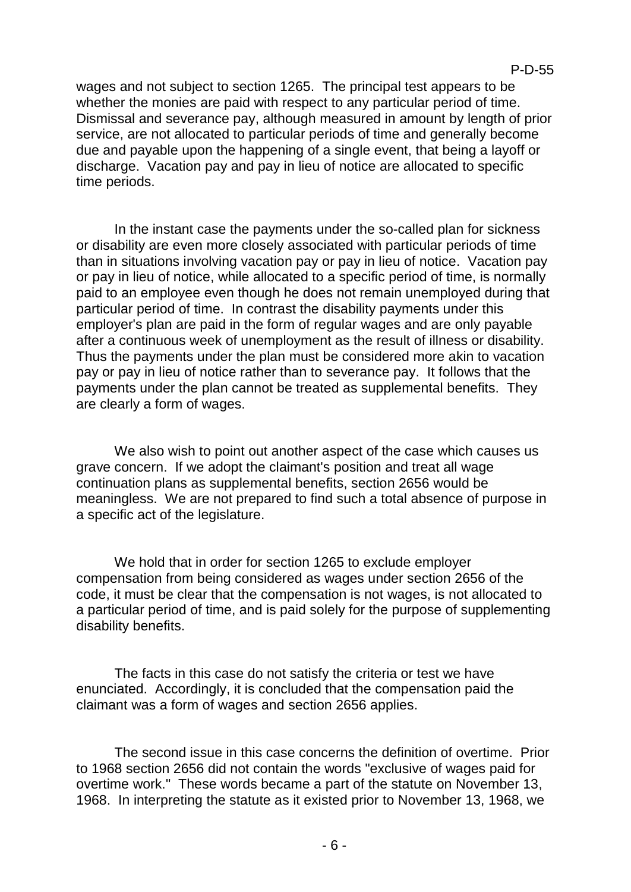wages and not subject to section 1265. The principal test appears to be whether the monies are paid with respect to any particular period of time. Dismissal and severance pay, although measured in amount by length of prior service, are not allocated to particular periods of time and generally become due and payable upon the happening of a single event, that being a layoff or discharge. Vacation pay and pay in lieu of notice are allocated to specific time periods.

In the instant case the payments under the so-called plan for sickness or disability are even more closely associated with particular periods of time than in situations involving vacation pay or pay in lieu of notice. Vacation pay or pay in lieu of notice, while allocated to a specific period of time, is normally paid to an employee even though he does not remain unemployed during that particular period of time. In contrast the disability payments under this employer's plan are paid in the form of regular wages and are only payable after a continuous week of unemployment as the result of illness or disability. Thus the payments under the plan must be considered more akin to vacation pay or pay in lieu of notice rather than to severance pay. It follows that the payments under the plan cannot be treated as supplemental benefits. They are clearly a form of wages.

We also wish to point out another aspect of the case which causes us grave concern. If we adopt the claimant's position and treat all wage continuation plans as supplemental benefits, section 2656 would be meaningless. We are not prepared to find such a total absence of purpose in a specific act of the legislature.

We hold that in order for section 1265 to exclude employer compensation from being considered as wages under section 2656 of the code, it must be clear that the compensation is not wages, is not allocated to a particular period of time, and is paid solely for the purpose of supplementing disability benefits.

The facts in this case do not satisfy the criteria or test we have enunciated. Accordingly, it is concluded that the compensation paid the claimant was a form of wages and section 2656 applies.

The second issue in this case concerns the definition of overtime. Prior to 1968 section 2656 did not contain the words "exclusive of wages paid for overtime work." These words became a part of the statute on November 13, 1968. In interpreting the statute as it existed prior to November 13, 1968, we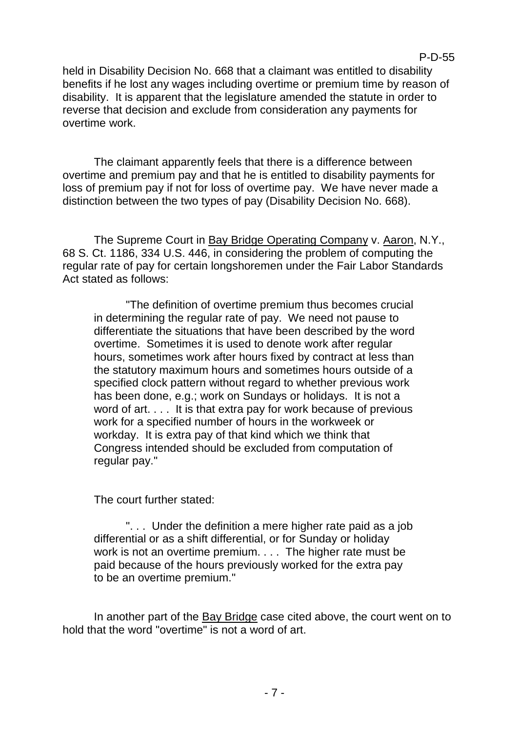held in Disability Decision No. 668 that a claimant was entitled to disability benefits if he lost any wages including overtime or premium time by reason of disability. It is apparent that the legislature amended the statute in order to reverse that decision and exclude from consideration any payments for overtime work.

The claimant apparently feels that there is a difference between overtime and premium pay and that he is entitled to disability payments for loss of premium pay if not for loss of overtime pay. We have never made a distinction between the two types of pay (Disability Decision No. 668).

The Supreme Court in Bay Bridge Operating Company v. Aaron, N.Y., 68 S. Ct. 1186, 334 U.S. 446, in considering the problem of computing the regular rate of pay for certain longshoremen under the Fair Labor Standards Act stated as follows:

> "The definition of overtime premium thus becomes crucial in determining the regular rate of pay. We need not pause to differentiate the situations that have been described by the word overtime. Sometimes it is used to denote work after regular hours, sometimes work after hours fixed by contract at less than the statutory maximum hours and sometimes hours outside of a specified clock pattern without regard to whether previous work has been done, e.g.; work on Sundays or holidays. It is not a word of art. . . . It is that extra pay for work because of previous work for a specified number of hours in the workweek or workday. It is extra pay of that kind which we think that Congress intended should be excluded from computation of regular pay."

The court further stated:

> ". . . Under the definition a mere higher rate paid as a job differential or as a shift differential, or for Sunday or holiday work is not an overtime premium. . . . The higher rate must be paid because of the hours previously worked for the extra pay to be an overtime premium."

In another part of the Bay Bridge case cited above, the court went on to hold that the word "overtime" is not a word of art.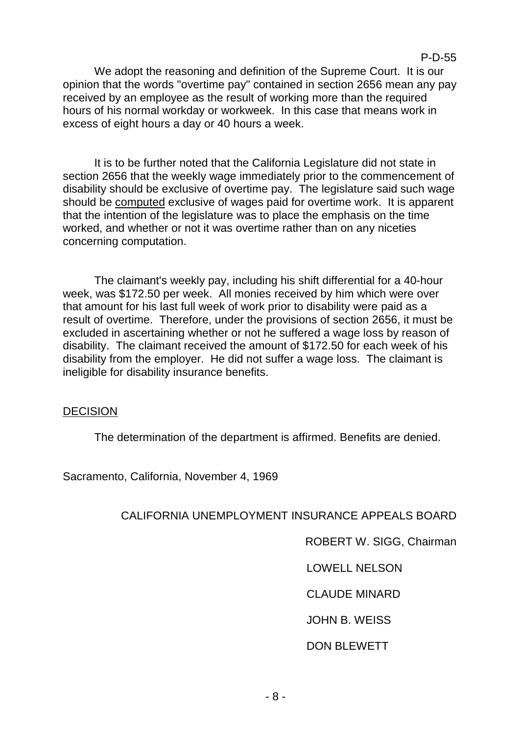We adopt the reasoning and definition of the Supreme Court. It is our opinion that the words "overtime pay" contained in section 2656 mean any pay received by an employee as the result of working more than the required hours of his normal workday or workweek. In this case that means work in excess of eight hours a day or 40 hours a week.

It is to be further noted that the California Legislature did not state in section 2656 that the weekly wage immediately prior to the commencement of disability should be exclusive of overtime pay. The legislature said such wage should be <u>computed</u> exclusive of wages paid for overtime work. It is apparent that the intention of the legislature was to place the emphasis on the time worked, and whether or not it was overtime rather than on any niceties concerning computation.

The claimant's weekly pay, including his shift differential for a 40-hour week, was $172.50 per week. All monies received by him which were over that amount for his last full week of work prior to disability were paid as a result of overtime. Therefore, under the provisions of section 2656, it must be excluded in ascertaining whether or not he suffered a wage loss by reason of disability. The claimant received the amount of $172.50 for each week of his disability from the employer. He did not suffer a wage loss. The claimant is ineligible for disability insurance benefits.

## <u>DECISION</u>

The determination of the department is affirmed. Benefits are denied.

Sacramento, California, November 4, 1969

CALIFORNIA UNEMPLOYMENT INSURANCE APPEALS BOARD

ROBERT W. SIGG, Chairman

LOWELL NELSON

CLAUDE MINARD

JOHN B. WEISS

DON BLEWETT